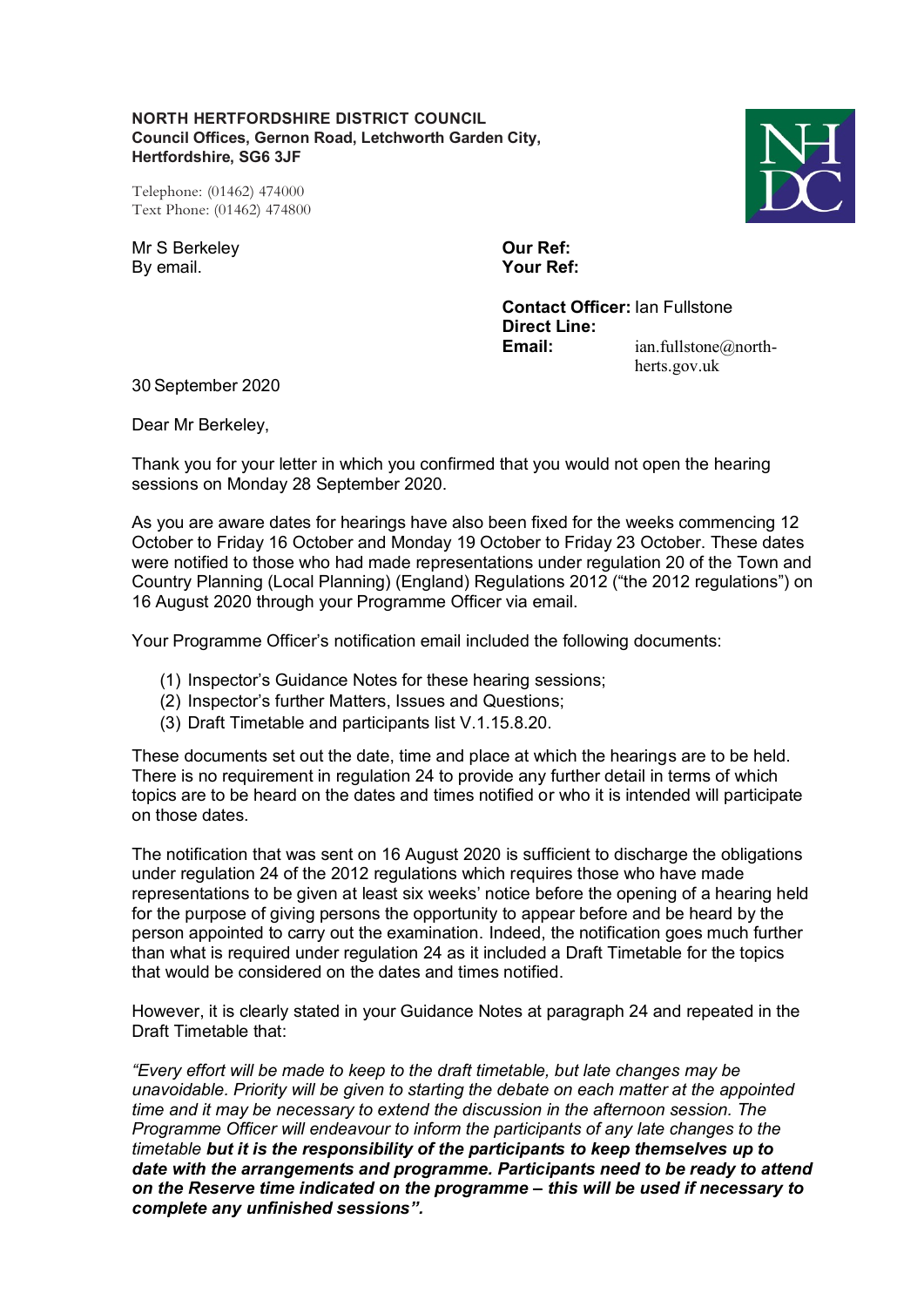**NORTH HERTFORDSHIRE DISTRICT COUNCIL**
**Council Offices, Gernon Road, Letchworth Garden City, Hertfordshire, SG6 3JF**

Telephone: (01462) 474000
Text Phone: (01462) 474800

Mr S Berkeley
By email.

**Our Ref:**
**Your Ref:**

**Contact Officer:** Ian Fullstone
**Direct Line:**
**Email:** ian.fullstone@north-herts.gov.uk

30 September 2020

Dear Mr Berkeley,

Thank you for your letter in which you confirmed that you would not open the hearing sessions on Monday 28 September 2020.

As you are aware dates for hearings have also been fixed for the weeks commencing 12 October to Friday 16 October and Monday 19 October to Friday 23 October. These dates were notified to those who had made representations under regulation 20 of the Town and Country Planning (Local Planning) (England) Regulations 2012 ("the 2012 regulations") on 16 August 2020 through your Programme Officer via email.

Your Programme Officer's notification email included the following documents:

(1) Inspector's Guidance Notes for these hearing sessions;
(2) Inspector's further Matters, Issues and Questions;
(3) Draft Timetable and participants list V.1.15.8.20.

These documents set out the date, time and place at which the hearings are to be held. There is no requirement in regulation 24 to provide any further detail in terms of which topics are to be heard on the dates and times notified or who it is intended will participate on those dates.

The notification that was sent on 16 August 2020 is sufficient to discharge the obligations under regulation 24 of the 2012 regulations which requires those who have made representations to be given at least six weeks' notice before the opening of a hearing held for the purpose of giving persons the opportunity to appear before and be heard by the person appointed to carry out the examination. Indeed, the notification goes much further than what is required under regulation 24 as it included a Draft Timetable for the topics that would be considered on the dates and times notified.

However, it is clearly stated in your Guidance Notes at paragraph 24 and repeated in the Draft Timetable that:

*"Every effort will be made to keep to the draft timetable, but late changes may be unavoidable. Priority will be given to starting the debate on each matter at the appointed time and it may be necessary to extend the discussion in the afternoon session. The Programme Officer will endeavour to inform the participants of any late changes to the timetable* ***but it is the responsibility of the participants to keep themselves up to date with the arrangements and programme. Participants need to be ready to attend on the Reserve time indicated on the programme – this will be used if necessary to complete any unfinished sessions".***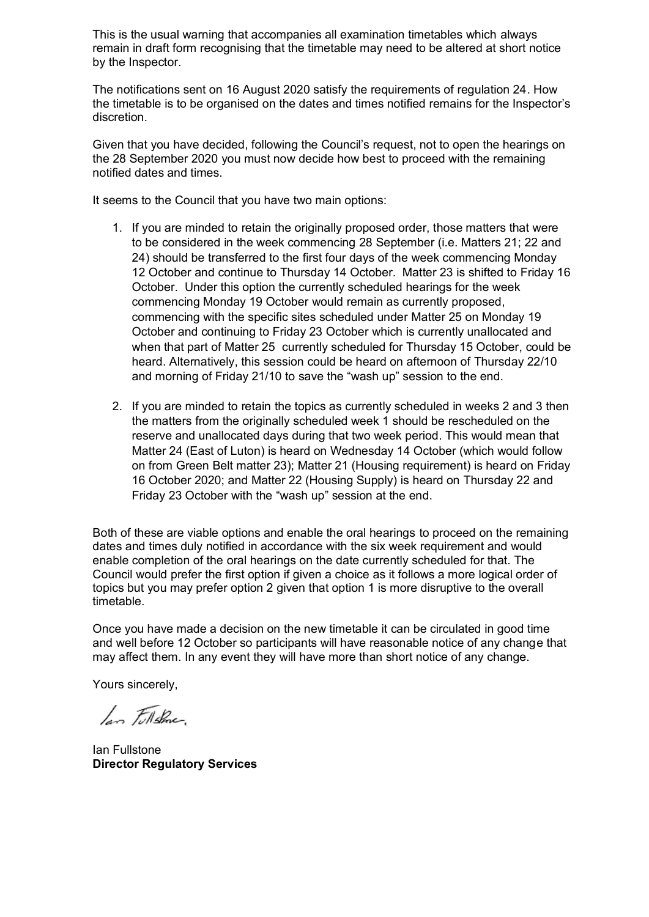This is the usual warning that accompanies all examination timetables which always remain in draft form recognising that the timetable may need to be altered at short notice by the Inspector.

The notifications sent on 16 August 2020 satisfy the requirements of regulation 24. How the timetable is to be organised on the dates and times notified remains for the Inspector's discretion.

Given that you have decided, following the Council's request, not to open the hearings on the 28 September 2020 you must now decide how best to proceed with the remaining notified dates and times.

It seems to the Council that you have two main options:

1. If you are minded to retain the originally proposed order, those matters that were to be considered in the week commencing 28 September (i.e. Matters 21; 22 and 24) should be transferred to the first four days of the week commencing Monday 12 October and continue to Thursday 14 October. Matter 23 is shifted to Friday 16 October. Under this option the currently scheduled hearings for the week commencing Monday 19 October would remain as currently proposed, commencing with the specific sites scheduled under Matter 25 on Monday 19 October and continuing to Friday 23 October which is currently unallocated and when that part of Matter 25 currently scheduled for Thursday 15 October, could be heard. Alternatively, this session could be heard on afternoon of Thursday 22/10 and morning of Friday 21/10 to save the "wash up" session to the end.

2. If you are minded to retain the topics as currently scheduled in weeks 2 and 3 then the matters from the originally scheduled week 1 should be rescheduled on the reserve and unallocated days during that two week period. This would mean that Matter 24 (East of Luton) is heard on Wednesday 14 October (which would follow on from Green Belt matter 23); Matter 21 (Housing requirement) is heard on Friday 16 October 2020; and Matter 22 (Housing Supply) is heard on Thursday 22 and Friday 23 October with the "wash up" session at the end.

Both of these are viable options and enable the oral hearings to proceed on the remaining dates and times duly notified in accordance with the six week requirement and would enable completion of the oral hearings on the date currently scheduled for that. The Council would prefer the first option if given a choice as it follows a more logical order of topics but you may prefer option 2 given that option 1 is more disruptive to the overall timetable.

Once you have made a decision on the new timetable it can be circulated in good time and well before 12 October so participants will have reasonable notice of any change that may affect them. In any event they will have more than short notice of any change.

Yours sincerely,

Ian Fullstone
**Director Regulatory Services**